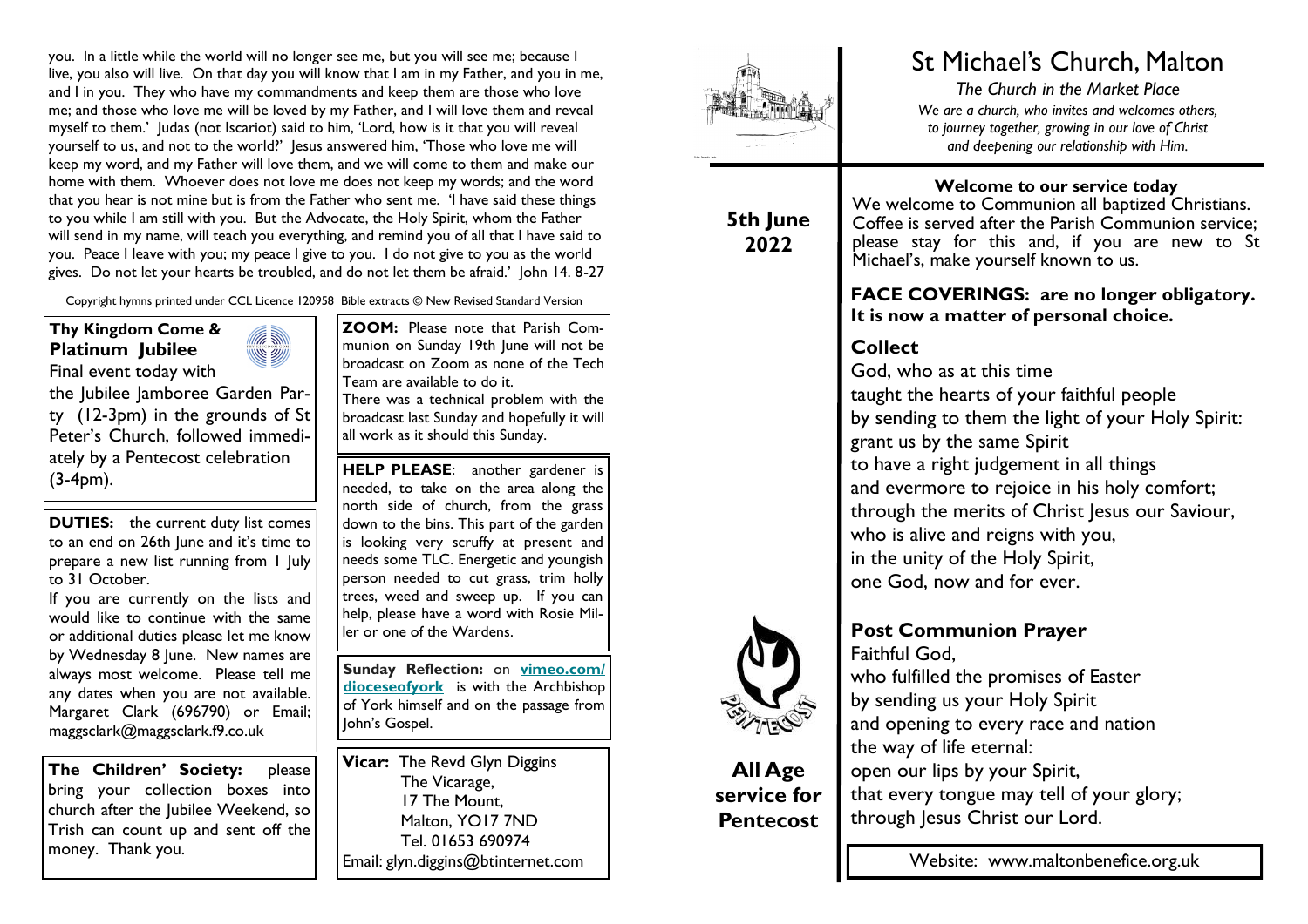you. In a little while the world will no longer see me, but you will see me; because I live, you also will live. On that day you will know that I am in my Father, and you in me, and I in you. They who have my commandments and keep them are those who love me; and those who love me will be loved by my Father, and I will love them and reveal myself to them.' Judas (not Iscariot) said to him, 'Lord, how is it that you will reveal yourself to us, and not to the world?' Jesus answered him, 'Those who love me will keep my word, and my Father will love them, and we will come to them and make our home with them. Whoever does not love me does not keep my words; and the word that you hear is not mine but is from the Father who sent me. 'I have said these things to you while I am still with you. But the Advocate, the Holy Spirit, whom the Father will send in my name, will teach you everything, and remind you of all that I have said to you. Peace I leave with you; my peace I give to you. I do not give to you as the world gives. Do not let your hearts be troubled, and do not let them be afraid.' John 14. 8-27

Copyright hymns printed under CCL Licence 120958 Bible extracts © New Revised Standard Version

**Thy Kingdom Come & Platinum Jubilee**

Final event today with the Jubilee Jamboree Garden Party (12-3pm) in the grounds of St Peter's Church, followed immediately by a Pentecost celebration (3-4pm).

**DUTIES:** the current duty list comes to an end on 26th June and it's time to prepare a new list running from 1 July to 31 October.

If you are currently on the lists and would like to continue with the same or additional duties please let me know by Wednesday 8 June. New names are always most welcome. Please tell me any dates when you are not available. Margaret Clark (696790) or Email; maggsclark@maggsclark.f9.co.uk

**The Childrens' Society:** please bring your collection boxes into church after the Jubilee Weekend, so Trish can count up and sent off the money. Thank you.

**ZOOM:** Please note that Parish Communion on Sunday 19th June will not be broadcast on Zoom as none of the Tech Team are available to do it.

There was a technical problem with the broadcast last Sunday and hopefully it will all work as it should this Sunday.

**HELP PLEASE**: another gardener is needed, to take on the area along the north side of church, from the grass down to the bins. This part of the garden is looking very scruffy at present and needs some TLC. Energetic and youngish person needed to cut grass, trim holly trees, weed and sweep up. If you can help, please have a word with Rosie Miller or one of the Wardens.

**Sunday Reflection:** on **vimeo.com/dioceseofyork** is with the Archbishop of York himself and on the passage from John's Gospel.

**Vicar:** The Revd Glyn Diggins
The Vicarage,
17 The Mount,
Malton, YO17 7ND
Tel. 01653 690974
Email: glyn.diggins@btinternet.com

# St Michael's Church, Malton

*The Church in the Market Place*

*We are a church, who invites and welcomes others, to journey together, growing in our love of Christ and deepening our relationship with Him.*

**5th June 2022**

**All Age service for Pentecost**

**Welcome to our service today**

We welcome to Communion all baptized Christians. Coffee is served after the Parish Communion service; please stay for this and, if you are new to St Michael's, make yourself known to us.

**FACE COVERINGS: are no longer obligatory. It is now a matter of personal choice.**

## Collect

God, who as at this time
taught the hearts of your faithful people
by sending to them the light of your Holy Spirit:
grant us by the same Spirit
to have a right judgement in all things
and evermore to rejoice in his holy comfort;
through the merits of Christ Jesus our Saviour,
who is alive and reigns with you,
in the unity of the Holy Spirit,
one God, now and for ever.

## Post Communion Prayer

Faithful God,
who fulfilled the promises of Easter
by sending us your Holy Spirit
and opening to every race and nation
the way of life eternal:
open our lips by your Spirit,
that every tongue may tell of your glory;
through Jesus Christ our Lord.

Website: www.maltonbenefice.org.uk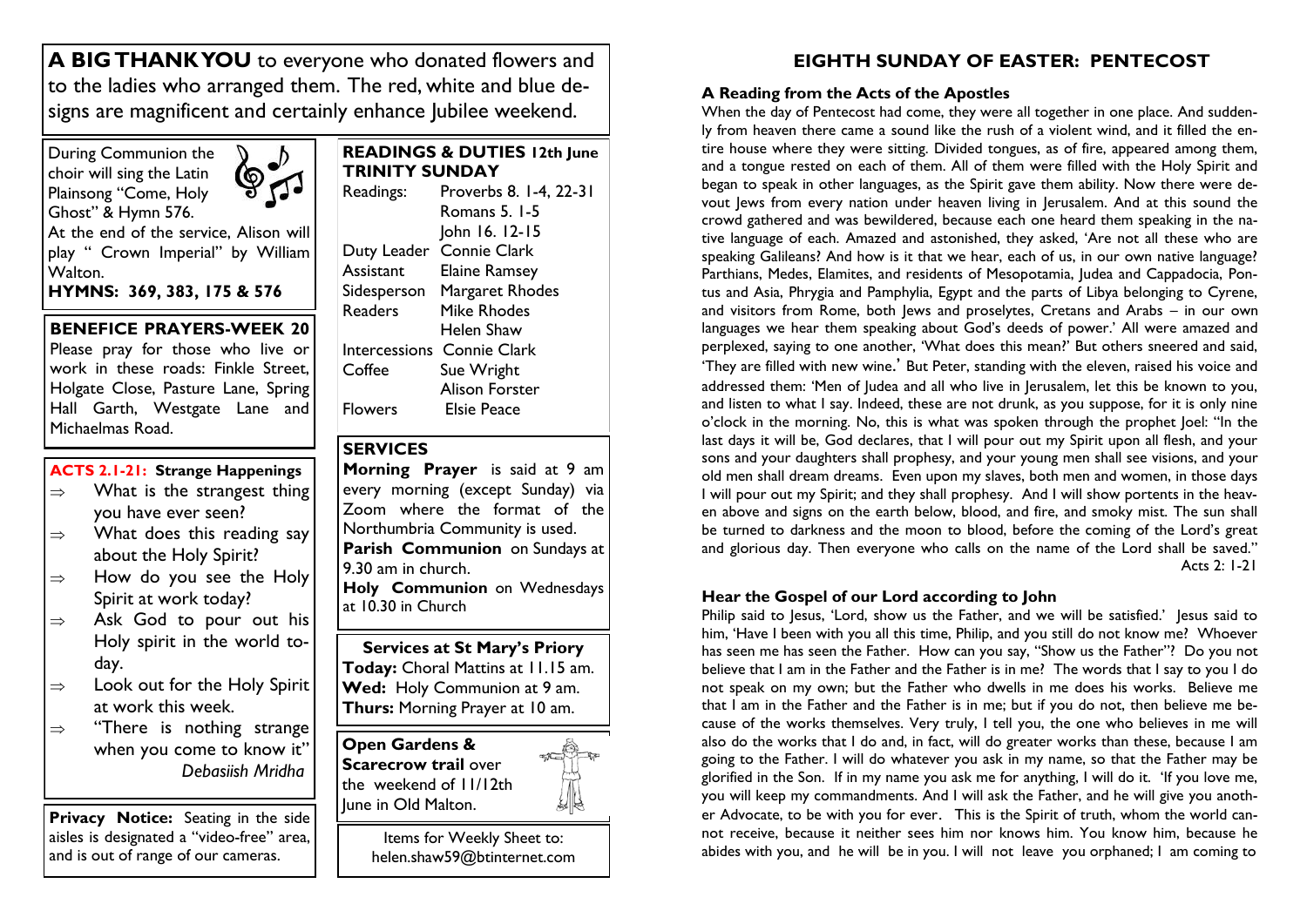**A BIG THANK YOU** to everyone who donated flowers and to the ladies who arranged them. The red, white and blue designs are magnificent and certainly enhance Jubilee weekend.

During Communion the choir will sing the Latin Plainsong "Come, Holy Ghost" & Hymn 576.

At the end of the service, Alison will play " Crown Imperial" by William Walton.

**HYMNS: 369, 383, 175 & 576**

**BENEFICE PRAYERS-WEEK 20**

Please pray for those who live or work in these roads: Finkle Street, Holgate Close, Pasture Lane, Spring Hall Garth, Westgate Lane and Michaelmas Road.

**ACTS 2.1-21: Strange Happenings**

- ⇒ What is the strangest thing you have ever seen?
- ⇒ What does this reading say about the Holy Spirit?
- ⇒ How do you see the Holy Spirit at work today?
- ⇒ Ask God to pour out his Holy spirit in the world today.
- ⇒ Look out for the Holy Spirit at work this week.
- ⇒ "There is nothing strange when you come to know it" *Debasiish Mridha*

**Privacy Notice:** Seating in the side aisles is designated a "video-free" area, and is out of range of our cameras.

**READINGS & DUTIES 12th June TRINITY SUNDAY**

| | |
|---|---|
| Readings: | Proverbs 8. 1-4, 22-31 |
| | Romans 5. 1-5 |
| | John 16. 12-15 |
| Duty Leader | Connie Clark |
| Assistant | Elaine Ramsey |
| Sidesperson | Margaret Rhodes |
| Readers | Mike Rhodes |
| | Helen Shaw |
| Intercessions | Connie Clark |
| Coffee | Sue Wright |
| | Alison Forster |
| Flowers | Elsie Peace |

**SERVICES**

**Morning Prayer** is said at 9 am every morning (except Sunday) via Zoom where the format of the Northumbria Community is used.

**Parish Communion** on Sundays at 9.30 am in church.

**Holy Communion** on Wednesdays at 10.30 in Church

**Services at St Mary's Priory**

**Today:** Choral Mattins at 11.15 am.
**Wed:** Holy Communion at 9 am.
**Thurs:** Morning Prayer at 10 am.

**Open Gardens & Scarecrow trail** over the weekend of 11/12th June in Old Malton.

Items for Weekly Sheet to: helen.shaw59@btinternet.com

## EIGHTH SUNDAY OF EASTER: PENTECOST

### A Reading from the Acts of the Apostles

When the day of Pentecost had come, they were all together in one place. And suddenly from heaven there came a sound like the rush of a violent wind, and it filled the entire house where they were sitting. Divided tongues, as of fire, appeared among them, and a tongue rested on each of them. All of them were filled with the Holy Spirit and began to speak in other languages, as the Spirit gave them ability. Now there were devout Jews from every nation under heaven living in Jerusalem. And at this sound the crowd gathered and was bewildered, because each one heard them speaking in the native language of each. Amazed and astonished, they asked, 'Are not all these who are speaking Galileans? And how is it that we hear, each of us, in our own native language? Parthians, Medes, Elamites, and residents of Mesopotamia, Judea and Cappadocia, Pontus and Asia, Phrygia and Pamphylia, Egypt and the parts of Libya belonging to Cyrene, and visitors from Rome, both Jews and proselytes, Cretans and Arabs – in our own languages we hear them speaking about God's deeds of power.' All were amazed and perplexed, saying to one another, 'What does this mean?' But others sneered and said, 'They are filled with new wine.' But Peter, standing with the eleven, raised his voice and addressed them: 'Men of Judea and all who live in Jerusalem, let this be known to you, and listen to what I say. Indeed, these are not drunk, as you suppose, for it is only nine o'clock in the morning. No, this is what was spoken through the prophet Joel: "In the last days it will be, God declares, that I will pour out my Spirit upon all flesh, and your sons and your daughters shall prophesy, and your young men shall see visions, and your old men shall dream dreams. Even upon my slaves, both men and women, in those days I will pour out my Spirit; and they shall prophesy. And I will show portents in the heaven above and signs on the earth below, blood, and fire, and smoky mist. The sun shall be turned to darkness and the moon to blood, before the coming of the Lord's great and glorious day. Then everyone who calls on the name of the Lord shall be saved."

Acts 2: 1-21

### Hear the Gospel of our Lord according to John

Philip said to Jesus, 'Lord, show us the Father, and we will be satisfied.' Jesus said to him, 'Have I been with you all this time, Philip, and you still do not know me? Whoever has seen me has seen the Father. How can you say, "Show us the Father"? Do you not believe that I am in the Father and the Father is in me? The words that I say to you I do not speak on my own; but the Father who dwells in me does his works. Believe me that I am in the Father and the Father is in me; but if you do not, then believe me because of the works themselves. Very truly, I tell you, the one who believes in me will also do the works that I do and, in fact, will do greater works than these, because I am going to the Father. I will do whatever you ask in my name, so that the Father may be glorified in the Son. If in my name you ask me for anything, I will do it. 'If you love me, you will keep my commandments. And I will ask the Father, and he will give you another Advocate, to be with you for ever. This is the Spirit of truth, whom the world cannot receive, because it neither sees him nor knows him. You know him, because he abides with you, and he will be in you. I will not leave you orphaned; I am coming to